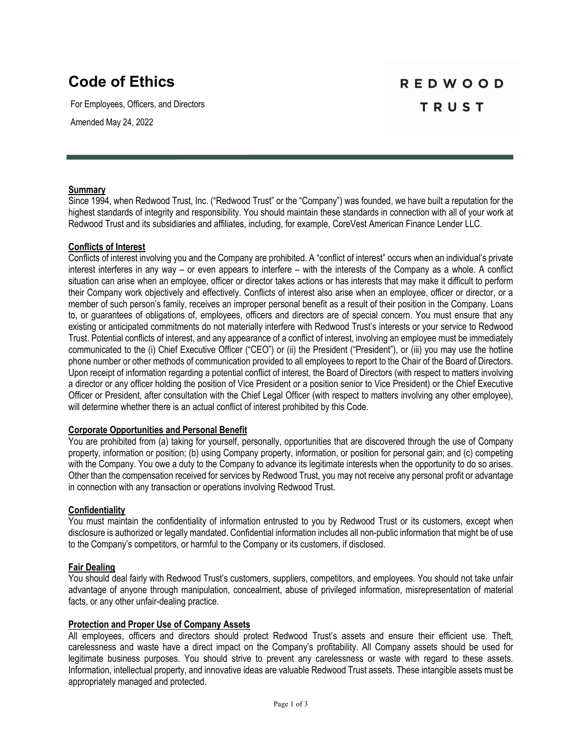# Code of Ethics

For Employees, Officers, and Directors

Amended May 24, 2022

REDWOOD TRUST

## Summary

Since 1994, when Redwood Trust, Inc. ("Redwood Trust" or the "Company") was founded, we have built a reputation for the highest standards of integrity and responsibility. You should maintain these standards in connection with all of your work at Redwood Trust and its subsidiaries and affiliates, including, for example, CoreVest American Finance Lender LLC.

## Conflicts of Interest

Conflicts of interest involving you and the Company are prohibited. A "conflict of interest" occurs when an individual's private interest interferes in any way – or even appears to interfere – with the interests of the Company as a whole. A conflict situation can arise when an employee, officer or director takes actions or has interests that may make it difficult to perform their Company work objectively and effectively. Conflicts of interest also arise when an employee, officer or director, or a member of such person's family, receives an improper personal benefit as a result of their position in the Company. Loans to, or guarantees of obligations of, employees, officers and directors are of special concern. You must ensure that any existing or anticipated commitments do not materially interfere with Redwood Trust's interests or your service to Redwood Trust. Potential conflicts of interest, and any appearance of a conflict of interest, involving an employee must be immediately communicated to the (i) Chief Executive Officer ("CEO") or (ii) the President ("President"), or (iii) you may use the hotline phone number or other methods of communication provided to all employees to report to the Chair of the Board of Directors. Upon receipt of information regarding a potential conflict of interest, the Board of Directors (with respect to matters involving a director or any officer holding the position of Vice President or a position senior to Vice President) or the Chief Executive Officer or President, after consultation with the Chief Legal Officer (with respect to matters involving any other employee), will determine whether there is an actual conflict of interest prohibited by this Code.

## Corporate Opportunities and Personal Benefit

You are prohibited from (a) taking for yourself, personally, opportunities that are discovered through the use of Company property, information or position; (b) using Company property, information, or position for personal gain; and (c) competing with the Company. You owe a duty to the Company to advance its legitimate interests when the opportunity to do so arises. Other than the compensation received for services by Redwood Trust, you may not receive any personal profit or advantage in connection with any transaction or operations involving Redwood Trust.

## Confidentiality

You must maintain the confidentiality of information entrusted to you by Redwood Trust or its customers, except when disclosure is authorized or legally mandated. Confidential information includes all non-public information that might be of use to the Company's competitors, or harmful to the Company or its customers, if disclosed.

## Fair Dealing

You should deal fairly with Redwood Trust's customers, suppliers, competitors, and employees. You should not take unfair advantage of anyone through manipulation, concealment, abuse of privileged information, misrepresentation of material facts, or any other unfair-dealing practice.

## Protection and Proper Use of Company Assets

All employees, officers and directors should protect Redwood Trust's assets and ensure their efficient use. Theft, carelessness and waste have a direct impact on the Company's profitability. All Company assets should be used for legitimate business purposes. You should strive to prevent any carelessness or waste with regard to these assets. Information, intellectual property, and innovative ideas are valuable Redwood Trust assets. These intangible assets must be appropriately managed and protected.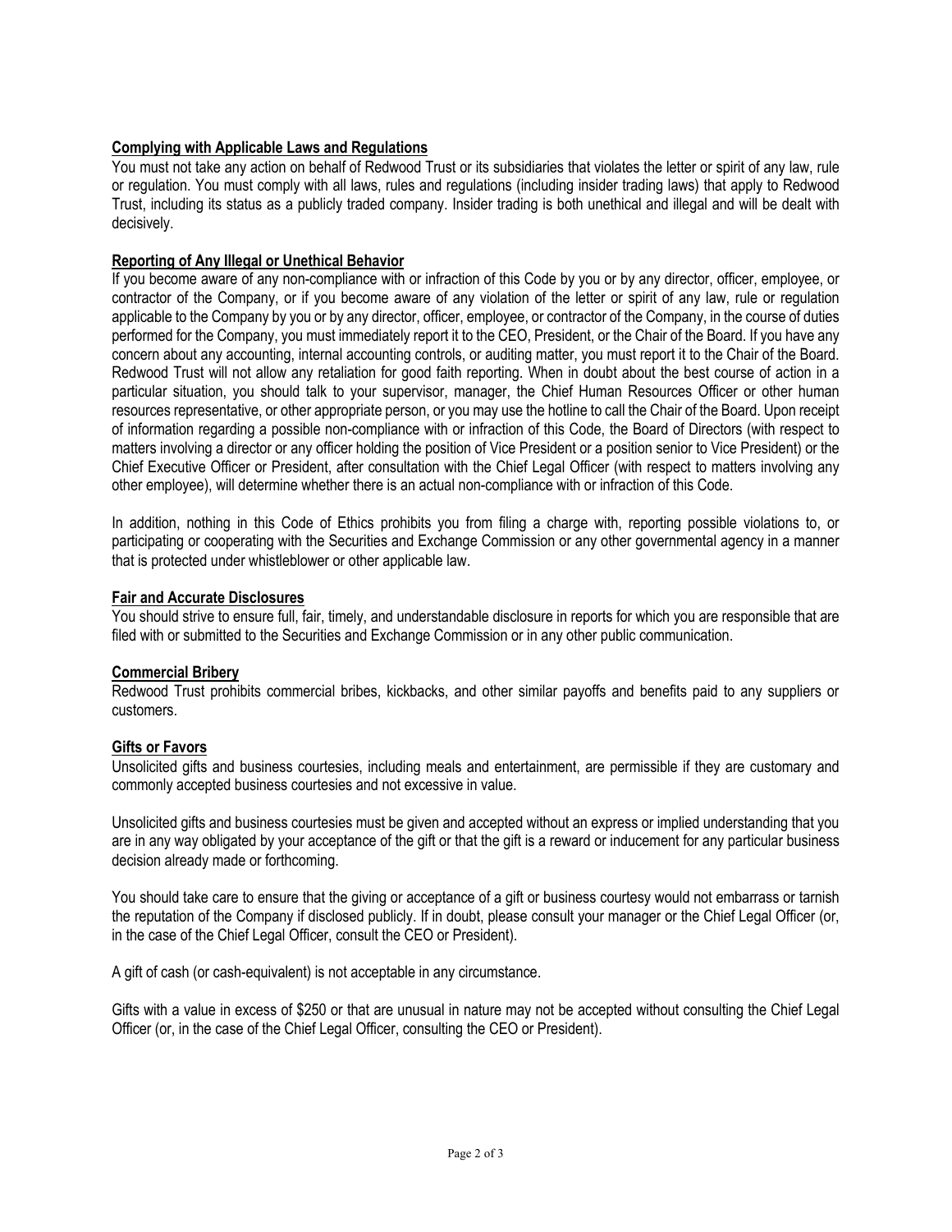**Complying with Applicable Laws and Regulations**

You must not take any action on behalf of Redwood Trust or its subsidiaries that violates the letter or spirit of any law, rule or regulation. You must comply with all laws, rules and regulations (including insider trading laws) that apply to Redwood Trust, including its status as a publicly traded company. Insider trading is both unethical and illegal and will be dealt with decisively.

**Reporting of Any Illegal or Unethical Behavior**

If you become aware of any non-compliance with or infraction of this Code by you or by any director, officer, employee, or contractor of the Company, or if you become aware of any violation of the letter or spirit of any law, rule or regulation applicable to the Company by you or by any director, officer, employee, or contractor of the Company, in the course of duties performed for the Company, you must immediately report it to the CEO, President, or the Chair of the Board. If you have any concern about any accounting, internal accounting controls, or auditing matter, you must report it to the Chair of the Board. Redwood Trust will not allow any retaliation for good faith reporting. When in doubt about the best course of action in a particular situation, you should talk to your supervisor, manager, the Chief Human Resources Officer or other human resources representative, or other appropriate person, or you may use the hotline to call the Chair of the Board. Upon receipt of information regarding a possible non-compliance with or infraction of this Code, the Board of Directors (with respect to matters involving a director or any officer holding the position of Vice President or a position senior to Vice President) or the Chief Executive Officer or President, after consultation with the Chief Legal Officer (with respect to matters involving any other employee), will determine whether there is an actual non-compliance with or infraction of this Code.

In addition, nothing in this Code of Ethics prohibits you from filing a charge with, reporting possible violations to, or participating or cooperating with the Securities and Exchange Commission or any other governmental agency in a manner that is protected under whistleblower or other applicable law.

**Fair and Accurate Disclosures**

You should strive to ensure full, fair, timely, and understandable disclosure in reports for which you are responsible that are filed with or submitted to the Securities and Exchange Commission or in any other public communication.

**Commercial Bribery**

Redwood Trust prohibits commercial bribes, kickbacks, and other similar payoffs and benefits paid to any suppliers or customers.

**Gifts or Favors**

Unsolicited gifts and business courtesies, including meals and entertainment, are permissible if they are customary and commonly accepted business courtesies and not excessive in value.

Unsolicited gifts and business courtesies must be given and accepted without an express or implied understanding that you are in any way obligated by your acceptance of the gift or that the gift is a reward or inducement for any particular business decision already made or forthcoming.

You should take care to ensure that the giving or acceptance of a gift or business courtesy would not embarrass or tarnish the reputation of the Company if disclosed publicly. If in doubt, please consult your manager or the Chief Legal Officer (or, in the case of the Chief Legal Officer, consult the CEO or President).

A gift of cash (or cash-equivalent) is not acceptable in any circumstance.

Gifts with a value in excess of $250 or that are unusual in nature may not be accepted without consulting the Chief Legal Officer (or, in the case of the Chief Legal Officer, consulting the CEO or President).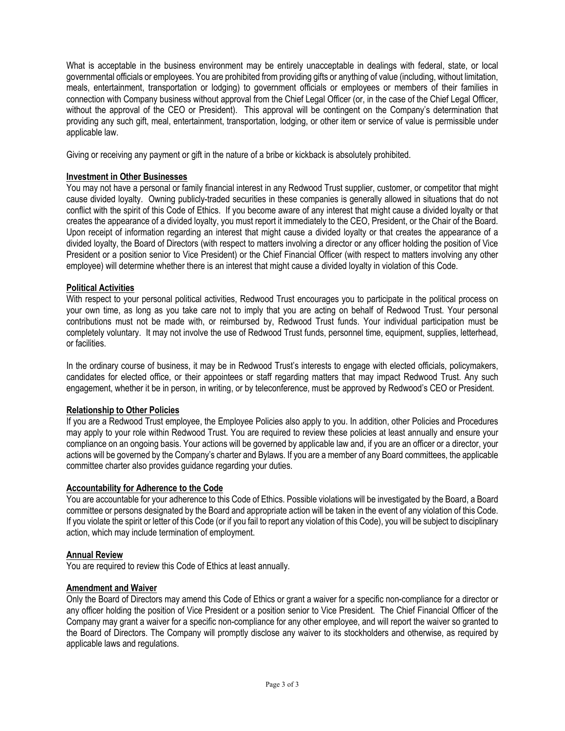What is acceptable in the business environment may be entirely unacceptable in dealings with federal, state, or local governmental officials or employees. You are prohibited from providing gifts or anything of value (including, without limitation, meals, entertainment, transportation or lodging) to government officials or employees or members of their families in connection with Company business without approval from the Chief Legal Officer (or, in the case of the Chief Legal Officer, without the approval of the CEO or President). This approval will be contingent on the Company's determination that providing any such gift, meal, entertainment, transportation, lodging, or other item or service of value is permissible under applicable law.

Giving or receiving any payment or gift in the nature of a bribe or kickback is absolutely prohibited.

**Investment in Other Businesses**

You may not have a personal or family financial interest in any Redwood Trust supplier, customer, or competitor that might cause divided loyalty. Owning publicly-traded securities in these companies is generally allowed in situations that do not conflict with the spirit of this Code of Ethics. If you become aware of any interest that might cause a divided loyalty or that creates the appearance of a divided loyalty, you must report it immediately to the CEO, President, or the Chair of the Board. Upon receipt of information regarding an interest that might cause a divided loyalty or that creates the appearance of a divided loyalty, the Board of Directors (with respect to matters involving a director or any officer holding the position of Vice President or a position senior to Vice President) or the Chief Financial Officer (with respect to matters involving any other employee) will determine whether there is an interest that might cause a divided loyalty in violation of this Code.

**Political Activities**

With respect to your personal political activities, Redwood Trust encourages you to participate in the political process on your own time, as long as you take care not to imply that you are acting on behalf of Redwood Trust. Your personal contributions must not be made with, or reimbursed by, Redwood Trust funds. Your individual participation must be completely voluntary. It may not involve the use of Redwood Trust funds, personnel time, equipment, supplies, letterhead, or facilities.

In the ordinary course of business, it may be in Redwood Trust's interests to engage with elected officials, policymakers, candidates for elected office, or their appointees or staff regarding matters that may impact Redwood Trust. Any such engagement, whether it be in person, in writing, or by teleconference, must be approved by Redwood's CEO or President.

**Relationship to Other Policies**

If you are a Redwood Trust employee, the Employee Policies also apply to you. In addition, other Policies and Procedures may apply to your role within Redwood Trust. You are required to review these policies at least annually and ensure your compliance on an ongoing basis. Your actions will be governed by applicable law and, if you are an officer or a director, your actions will be governed by the Company's charter and Bylaws. If you are a member of any Board committees, the applicable committee charter also provides guidance regarding your duties.

**Accountability for Adherence to the Code**

You are accountable for your adherence to this Code of Ethics. Possible violations will be investigated by the Board, a Board committee or persons designated by the Board and appropriate action will be taken in the event of any violation of this Code. If you violate the spirit or letter of this Code (or if you fail to report any violation of this Code), you will be subject to disciplinary action, which may include termination of employment.

**Annual Review**

You are required to review this Code of Ethics at least annually.

**Amendment and Waiver**

Only the Board of Directors may amend this Code of Ethics or grant a waiver for a specific non-compliance for a director or any officer holding the position of Vice President or a position senior to Vice President. The Chief Financial Officer of the Company may grant a waiver for a specific non-compliance for any other employee, and will report the waiver so granted to the Board of Directors. The Company will promptly disclose any waiver to its stockholders and otherwise, as required by applicable laws and regulations.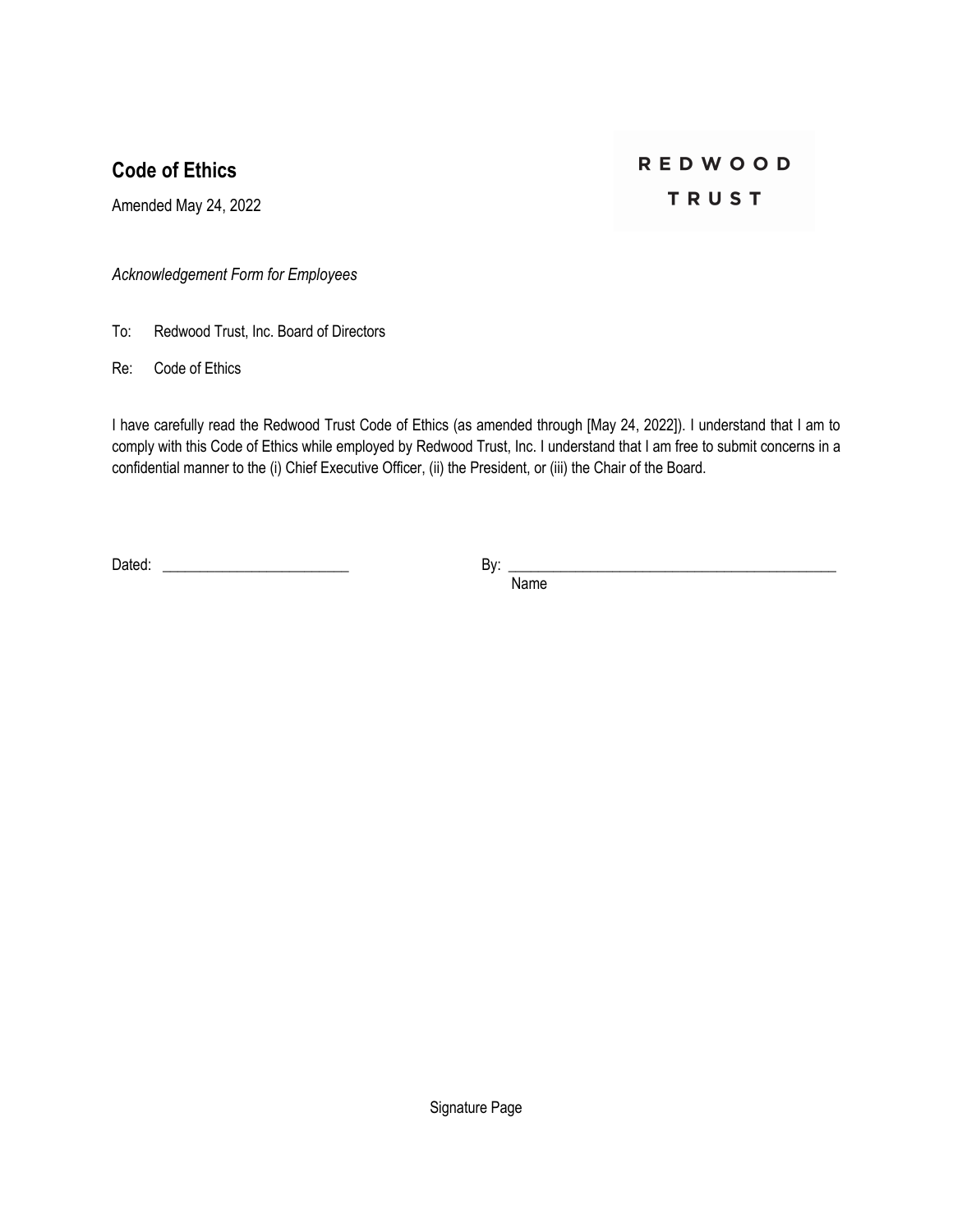## Code of Ethics

Amended May 24, 2022

REDWOOD TRUST

*Acknowledgement Form for Employees*

To: Redwood Trust, Inc. Board of Directors

Re: Code of Ethics

I have carefully read the Redwood Trust Code of Ethics (as amended through [May 24, 2022]). I understand that I am to comply with this Code of Ethics while employed by Redwood Trust, Inc. I understand that I am free to submit concerns in a confidential manner to the (i) Chief Executive Officer, (ii) the President, or (iii) the Chair of the Board.

Dated: \_\_\_\_\_\_\_\_\_\_\_\_\_\_\_\_\_\_\_\_\_\_\_\_\_

By: \_\_\_\_\_\_\_\_\_\_\_\_\_\_\_\_\_\_\_\_\_\_\_\_\_\_\_\_\_\_\_\_\_\_\_\_\_\_\_\_\_\_\_\_\_
Name

Signature Page